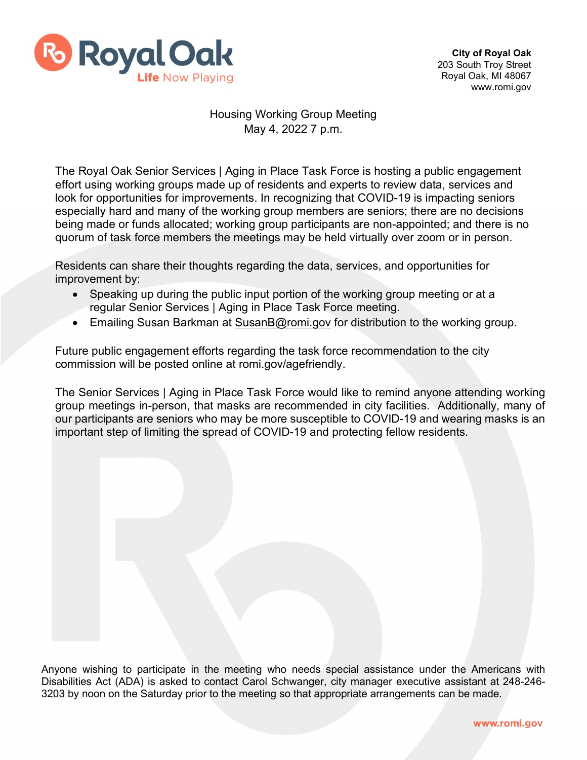**City of Royal Oak**
203 South Troy Street
Royal Oak, MI 48067
www.romi.gov

# Housing Working Group Meeting
May 4, 2022 7 p.m.

The Royal Oak Senior Services | Aging in Place Task Force is hosting a public engagement effort using working groups made up of residents and experts to review data, services and look for opportunities for improvements. In recognizing that COVID-19 is impacting seniors especially hard and many of the working group members are seniors; there are no decisions being made or funds allocated; working group participants are non-appointed; and there is no quorum of task force members the meetings may be held virtually over zoom or in person.

Residents can share their thoughts regarding the data, services, and opportunities for improvement by:

- Speaking up during the public input portion of the working group meeting or at a regular Senior Services | Aging in Place Task Force meeting.
- Emailing Susan Barkman at SusanB@romi.gov for distribution to the working group.

Future public engagement efforts regarding the task force recommendation to the city commission will be posted online at romi.gov/agefriendly.

The Senior Services | Aging in Place Task Force would like to remind anyone attending working group meetings in-person, that masks are recommended in city facilities. Additionally, many of our participants are seniors who may be more susceptible to COVID-19 and wearing masks is an important step of limiting the spread of COVID-19 and protecting fellow residents.

Anyone wishing to participate in the meeting who needs special assistance under the Americans with Disabilities Act (ADA) is asked to contact Carol Schwanger, city manager executive assistant at 248-246-3203 by noon on the Saturday prior to the meeting so that appropriate arrangements can be made.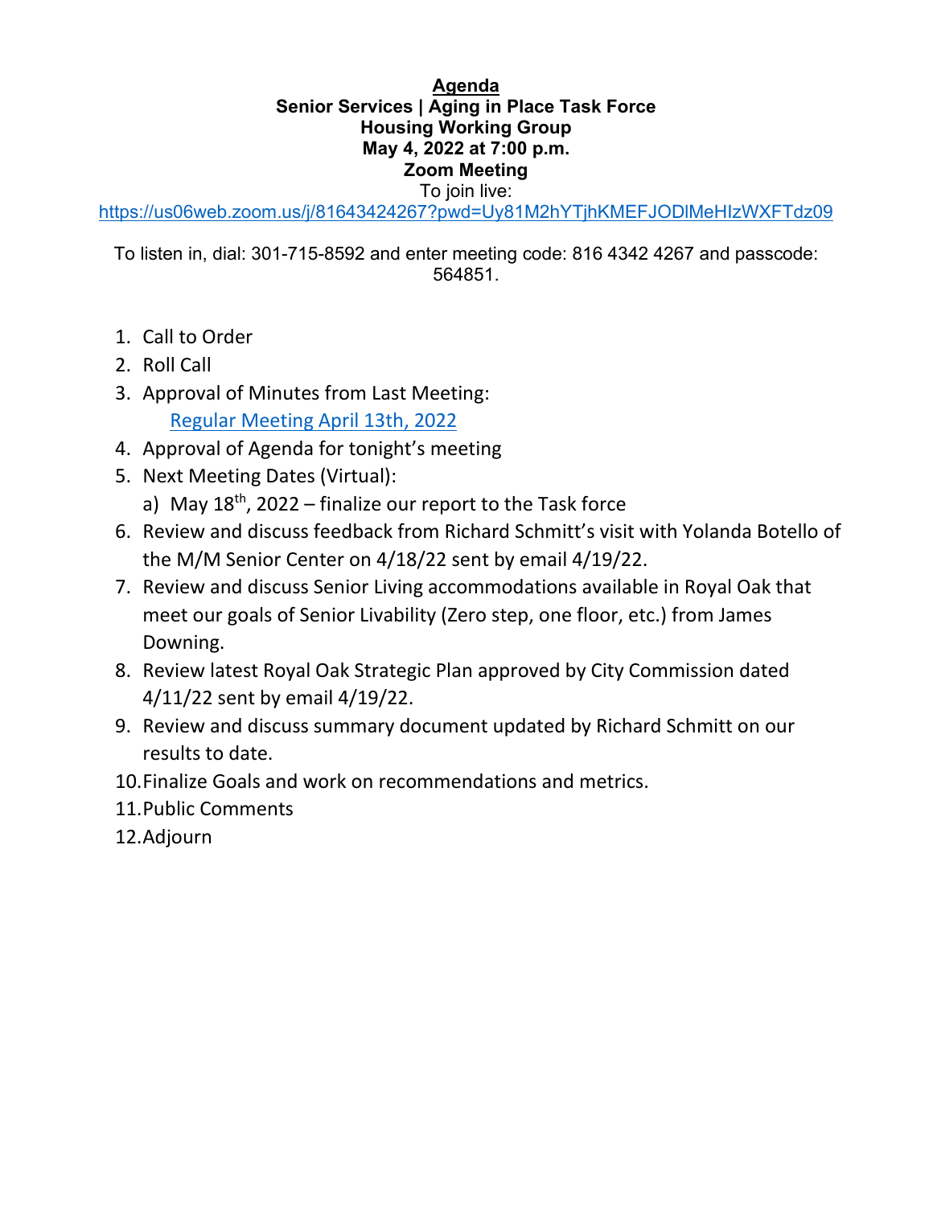**Agenda**
**Senior Services | Aging in Place Task Force**
**Housing Working Group**
**May 4, 2022 at 7:00 p.m.**
**Zoom Meeting**

To join live:
https://us06web.zoom.us/j/81643424267?pwd=Uy81M2hYTjhKMEFJODlMeHIzWXFTdz09

To listen in, dial: 301-715-8592 and enter meeting code: 816 4342 4267 and passcode: 564851.

1. Call to Order
2. Roll Call
3. Approval of Minutes from Last Meeting:
   Regular Meeting April 13th, 2022
4. Approval of Agenda for tonight's meeting
5. Next Meeting Dates (Virtual):
   a) May 18th, 2022 – finalize our report to the Task force
6. Review and discuss feedback from Richard Schmitt's visit with Yolanda Botello of the M/M Senior Center on 4/18/22 sent by email 4/19/22.
7. Review and discuss Senior Living accommodations available in Royal Oak that meet our goals of Senior Livability (Zero step, one floor, etc.) from James Downing.
8. Review latest Royal Oak Strategic Plan approved by City Commission dated 4/11/22 sent by email 4/19/22.
9. Review and discuss summary document updated by Richard Schmitt on our results to date.
10. Finalize Goals and work on recommendations and metrics.
11. Public Comments
12. Adjourn